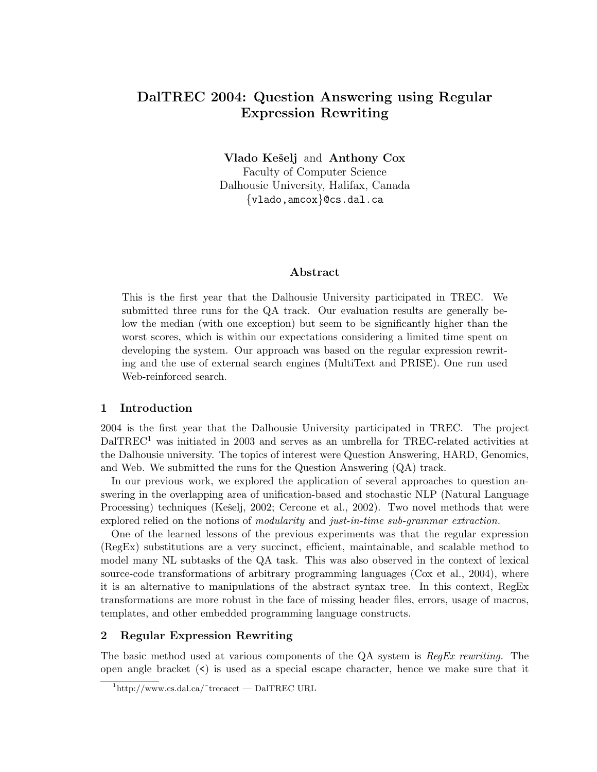# DalTREC 2004: Question Answering using Regular Expression Rewriting

**Vlado Kešelj** and **Anthony Cox**
Faculty of Computer Science
Dalhousie University, Halifax, Canada
{vlado,amcox}@cs.dal.ca

## Abstract

This is the first year that the Dalhousie University participated in TREC. We submitted three runs for the QA track. Our evaluation results are generally below the median (with one exception) but seem to be significantly higher than the worst scores, which is within our expectations considering a limited time spent on developing the system. Our approach was based on the regular expression rewriting and the use of external search engines (MultiText and PRISE). One run used Web-reinforced search.

## 1 Introduction

2004 is the first year that the Dalhousie University participated in TREC. The project DalTREC[1] was initiated in 2003 and serves as an umbrella for TREC-related activities at the Dalhousie university. The topics of interest were Question Answering, HARD, Genomics, and Web. We submitted the runs for the Question Answering (QA) track.

In our previous work, we explored the application of several approaches to question answering in the overlapping area of unification-based and stochastic NLP (Natural Language Processing) techniques (Kešelj, 2002; Cercone et al., 2002). Two novel methods that were explored relied on the notions of *modularity* and *just-in-time sub-grammar extraction.*

One of the learned lessons of the previous experiments was that the regular expression (RegEx) substitutions are a very succinct, efficient, maintainable, and scalable method to model many NL subtasks of the QA task. This was also observed in the context of lexical source-code transformations of arbitrary programming languages (Cox et al., 2004), where it is an alternative to manipulations of the abstract syntax tree. In this context, RegEx transformations are more robust in the face of missing header files, errors, usage of macros, templates, and other embedded programming language constructs.

## 2 Regular Expression Rewriting

The basic method used at various components of the QA system is *RegEx rewriting.* The open angle bracket (<) is used as a special escape character, hence we make sure that it

[1] http://www.cs.dal.ca/~trecacct — DalTREC URL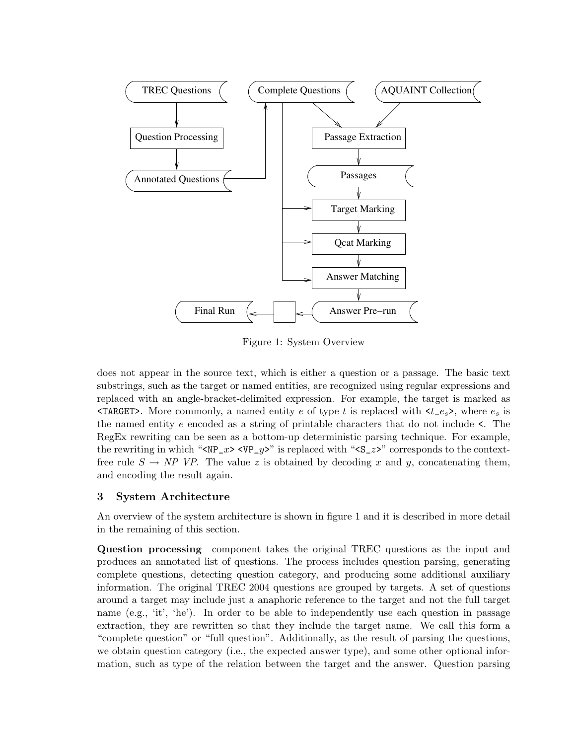Figure 1: System Overview

does not appear in the source text, which is either a question or a passage. The basic text substrings, such as the target or named entities, are recognized using regular expressions and replaced with an angle-bracket-delimited expression. For example, the target is marked as `<TARGET>`. More commonly, a named entity $e$ of type $t$ is replaced with `<`$t$`_`$e_s$`>`, where $e_s$ is the named entity $e$ encoded as a string of printable characters that do not include `<`. The RegEx rewriting can be seen as a bottom-up deterministic parsing technique. For example, the rewriting in which "`<NP_`$x$`> <VP_`$y$`>`" is replaced with "`<S_`$z$`>`" corresponds to the context-free rule $S \rightarrow NP\ VP$. The value $z$ is obtained by decoding $x$ and $y$, concatenating them, and encoding the result again.

## 3 System Architecture

An overview of the system architecture is shown in figure 1 and it is described in more detail in the remaining of this section.

**Question processing** component takes the original TREC questions as the input and produces an annotated list of questions. The process includes question parsing, generating complete questions, detecting question category, and producing some additional auxiliary information. The original TREC 2004 questions are grouped by targets. A set of questions around a target may include just a anaphoric reference to the target and not the full target name (e.g., 'it', 'he'). In order to be able to independently use each question in passage extraction, they are rewritten so that they include the target name. We call this form a "complete question" or "full question". Additionally, as the result of parsing the questions, we obtain question category (i.e., the expected answer type), and some other optional information, such as type of the relation between the target and the answer. Question parsing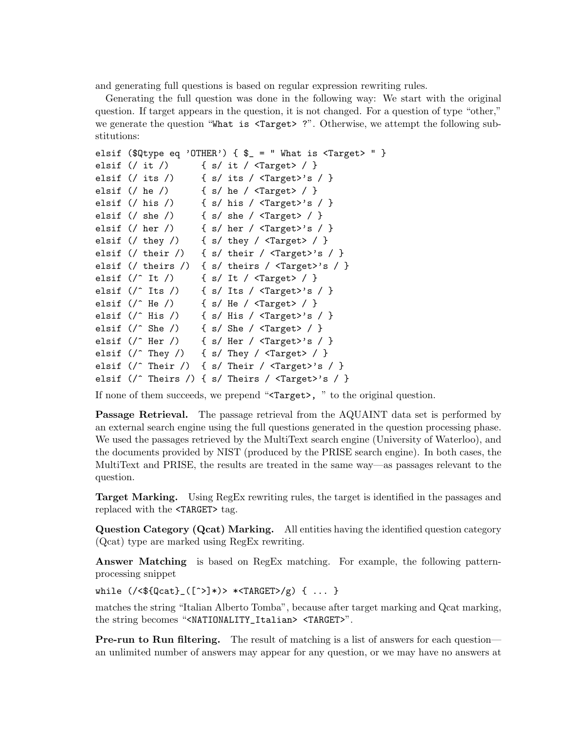and generating full questions is based on regular expression rewriting rules.

Generating the full question was done in the following way: We start with the original question. If target appears in the question, it is not changed. For a question of type “other,” we generate the question “`What is <Target> ?`”. Otherwise, we attempt the following substitutions:

```
elsif ($Qtype eq 'OTHER') { $_ = " What is <Target> " }
elsif (/ it /)      { s/ it / <Target> / }
elsif (/ its /)     { s/ its / <Target>'s / }
elsif (/ he /)      { s/ he / <Target> / }
elsif (/ his /)     { s/ his / <Target>'s / }
elsif (/ she /)     { s/ she / <Target> / }
elsif (/ her /)     { s/ her / <Target>'s / }
elsif (/ they /)    { s/ they / <Target> / }
elsif (/ their /)   { s/ their / <Target>'s / }
elsif (/ theirs /)  { s/ theirs / <Target>'s / }
elsif (/^ It /)     { s/ It / <Target> / }
elsif (/^ Its /)    { s/ Its / <Target>'s / }
elsif (/^ He /)     { s/ He / <Target> / }
elsif (/^ His /)    { s/ His / <Target>'s / }
elsif (/^ She /)    { s/ She / <Target> / }
elsif (/^ Her /)    { s/ Her / <Target>'s / }
elsif (/^ They /)   { s/ They / <Target> / }
elsif (/^ Their /)  { s/ Their / <Target>'s / }
elsif (/^ Theirs /) { s/ Theirs / <Target>'s / }
```

If none of them succeeds, we prepend “`<Target>, `” to the original question.

**Passage Retrieval.** The passage retrieval from the AQUAINT data set is performed by an external search engine using the full questions generated in the question processing phase. We used the passages retrieved by the MultiText search engine (University of Waterloo), and the documents provided by NIST (produced by the PRISE search engine). In both cases, the MultiText and PRISE, the results are treated in the same way—as passages relevant to the question.

**Target Marking.** Using RegEx rewriting rules, the target is identified in the passages and replaced with the `<TARGET>` tag.

**Question Category (Qcat) Marking.** All entities having the identified question category (Qcat) type are marked using RegEx rewriting.

**Answer Matching** is based on RegEx matching. For example, the following pattern-processing snippet

```
while (/<${Qcat}_([^>]*)> *<TARGET>/g) { ... }
```

matches the string “Italian Alberto Tomba”, because after target marking and Qcat marking, the string becomes “`<NATIONALITY_Italian> <TARGET>`”.

**Pre-run to Run filtering.** The result of matching is a list of answers for each question—an unlimited number of answers may appear for any question, or we may have no answers at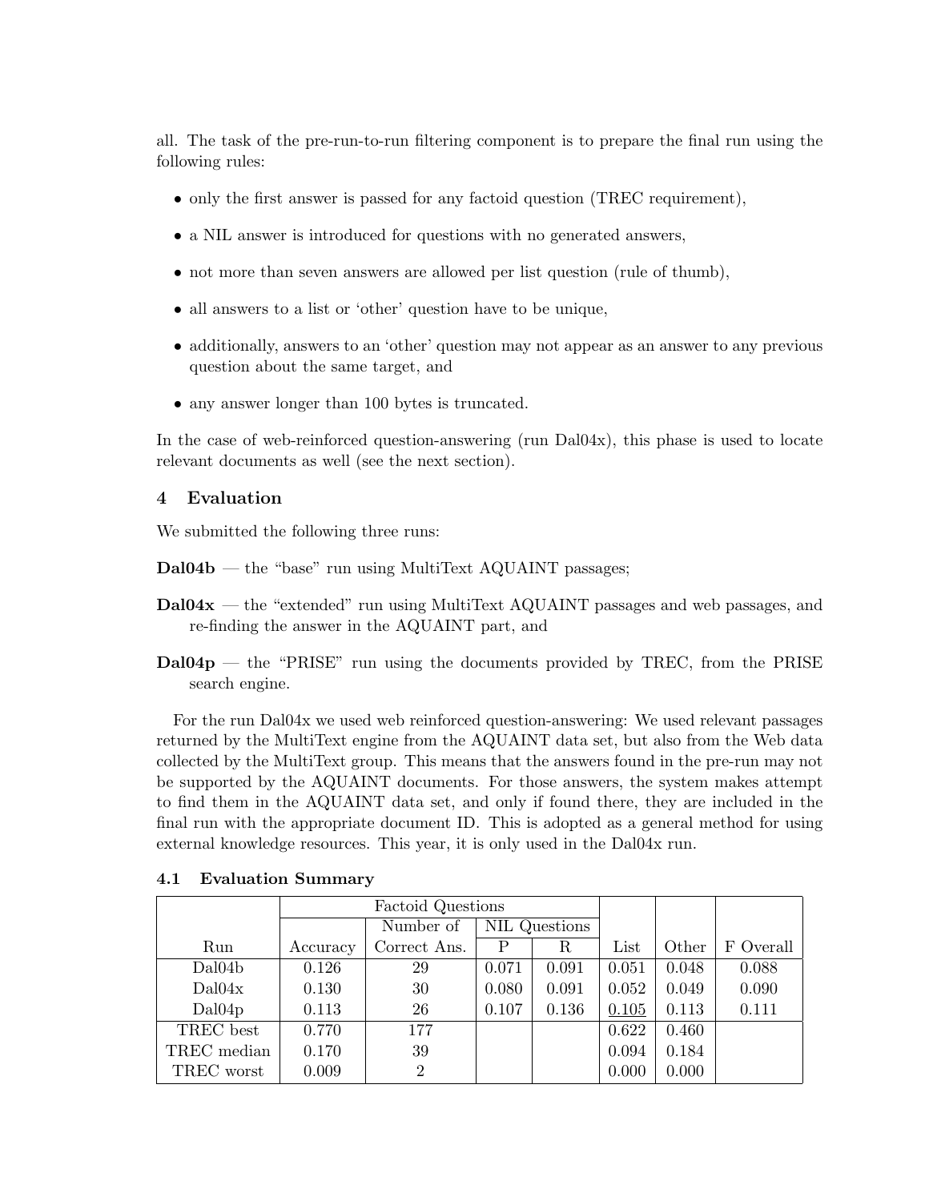all. The task of the pre-run-to-run filtering component is to prepare the final run using the following rules:

- only the first answer is passed for any factoid question (TREC requirement),
- a NIL answer is introduced for questions with no generated answers,
- not more than seven answers are allowed per list question (rule of thumb),
- all answers to a list or 'other' question have to be unique,
- additionally, answers to an 'other' question may not appear as an answer to any previous question about the same target, and
- any answer longer than 100 bytes is truncated.

In the case of web-reinforced question-answering (run Dal04x), this phase is used to locate relevant documents as well (see the next section).

## 4 Evaluation

We submitted the following three runs:

**Dal04b** — the "base" run using MultiText AQUAINT passages;

**Dal04x** — the "extended" run using MultiText AQUAINT passages and web passages, and re-finding the answer in the AQUAINT part, and

**Dal04p** — the "PRISE" run using the documents provided by TREC, from the PRISE search engine.

For the run Dal04x we used web reinforced question-answering: We used relevant passages returned by the MultiText engine from the AQUAINT data set, but also from the Web data collected by the MultiText group. This means that the answers found in the pre-run may not be supported by the AQUAINT documents. For those answers, the system makes attempt to find them in the AQUAINT data set, and only if found there, they are included in the final run with the appropriate document ID. This is adopted as a general method for using external knowledge resources. This year, it is only used in the Dal04x run.

### 4.1 Evaluation Summary

| | Factoid Questions | | | | | | |
|---|---|---|---|---|---|---|---|
| | | Number of | NIL Questions | | | | |
| Run | Accuracy | Correct Ans. | P | R | List | Other | F Overall |
| Dal04b | 0.126 | 29 | 0.071 | 0.091 | 0.051 | 0.048 | 0.088 |
| Dal04x | 0.130 | 30 | 0.080 | 0.091 | 0.052 | 0.049 | 0.090 |
| Dal04p | 0.113 | 26 | 0.107 | 0.136 | <u>0.105</u> | 0.113 | 0.111 |
| TREC best | 0.770 | 177 | | | 0.622 | 0.460 | |
| TREC median | 0.170 | 39 | | | 0.094 | 0.184 | |
| TREC worst | 0.009 | 2 | | | 0.000 | 0.000 | |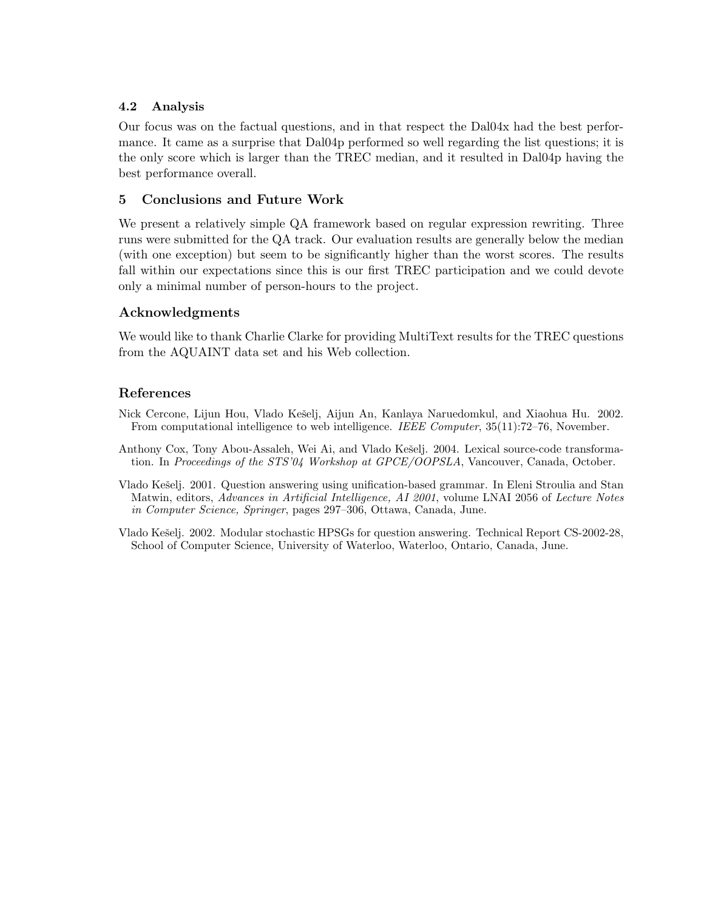### 4.2 Analysis

Our focus was on the factual questions, and in that respect the Dal04x had the best performance. It came as a surprise that Dal04p performed so well regarding the list questions; it is the only score which is larger than the TREC median, and it resulted in Dal04p having the best performance overall.

## 5 Conclusions and Future Work

We present a relatively simple QA framework based on regular expression rewriting. Three runs were submitted for the QA track. Our evaluation results are generally below the median (with one exception) but seem to be significantly higher than the worst scores. The results fall within our expectations since this is our first TREC participation and we could devote only a minimal number of person-hours to the project.

## Acknowledgments

We would like to thank Charlie Clarke for providing MultiText results for the TREC questions from the AQUAINT data set and his Web collection.

## References

Nick Cercone, Lijun Hou, Vlado Kešelj, Aijun An, Kanlaya Naruedomkul, and Xiaohua Hu. 2002. From computational intelligence to web intelligence. *IEEE Computer*, 35(11):72–76, November.

Anthony Cox, Tony Abou-Assaleh, Wei Ai, and Vlado Kešelj. 2004. Lexical source-code transformation. In *Proceedings of the STS'04 Workshop at GPCE/OOPSLA*, Vancouver, Canada, October.

Vlado Kešelj. 2001. Question answering using unification-based grammar. In Eleni Stroulia and Stan Matwin, editors, *Advances in Artificial Intelligence, AI 2001*, volume LNAI 2056 of *Lecture Notes in Computer Science, Springer*, pages 297–306, Ottawa, Canada, June.

Vlado Kešelj. 2002. Modular stochastic HPSGs for question answering. Technical Report CS-2002-28, School of Computer Science, University of Waterloo, Waterloo, Ontario, Canada, June.